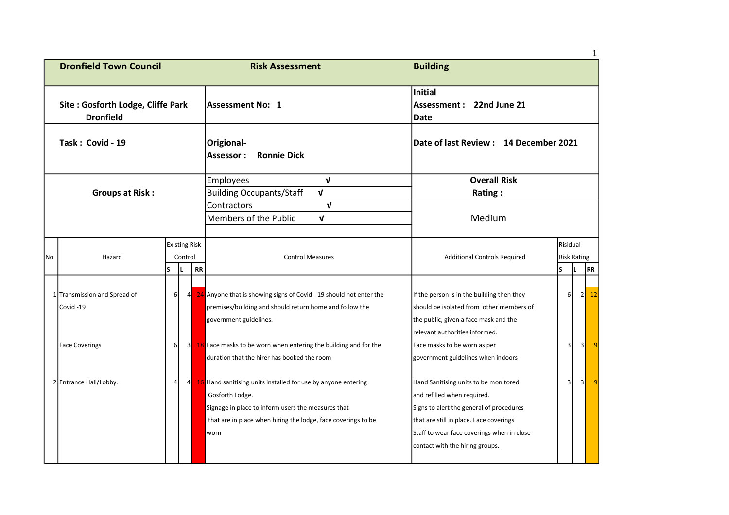| Dronfield Town Council | Risk Assessment | Building |
|---|---|---|
| Site : Gosforth Lodge, Cliffe Park Dronfield | Assessment No: 1 | Initial Assessment Date : 22nd June 21 |
| Task : Covid - 19 | Origional- Assessor : Ronnie Dick | Date of last Review : 14 December 2021 |
| Groups at Risk : | Employees √ | Overall Risk Rating : |
| | Building Occupants/Staff √ | Medium |
| | Contractors √ | |
| | Members of the Public √ | |

| No | Hazard | Existing Risk Control | | | Control Measures | Additional Controls Required | Risidual Risk Rating | | |
|---|---|---|---|---|---|---|---|---|---|
| | | S | L | RR | | | S | L | RR |
| 1 | Transmission and Spread of Covid -19 | 6 | 4 | 24 | Anyone that is showing signs of Covid - 19 should not enter the premises/building and should return home and follow the government guidelines. | If the person is in the building then they should be isolated from other members of the public, given a face mask and the relevant authorities informed. | 6 | 2 | 12 |
| | Face Coverings | 6 | 3 | 18 | Face masks to be worn when entering the building and for the duration that the hirer has booked the room | Face masks to be worn as per government guidelines when indoors | 3 | 3 | 9 |
| 2 | Entrance Hall/Lobby. | 4 | 4 | 16 | Hand sanitising units installed for use by anyone entering Gosforth Lodge. Signage in place to inform users the measures that that are in place when hiring the lodge, face coverings to be worn | Hand Sanitising units to be monitored and refilled when required. Signs to alert the general of procedures that are still in place. Face coverings Staff to wear face coverings when in close contact with the hiring groups. | 3 | 3 | 9 |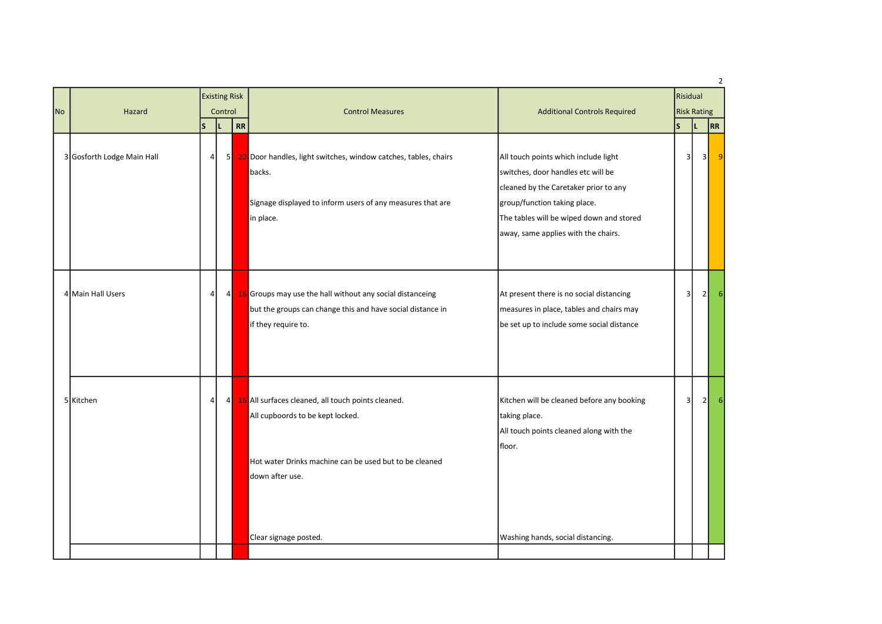| No | Hazard | Existing Risk Control | | | Control Measures | Additional Controls Required | Risidual Risk Rating | | |
|---|---|---|---|---|---|---|---|---|---|
| | | S | L | RR | | | S | L | RR |
| 3 | Gosforth Lodge Main Hall | 4 | 5 | 20 | Door handles, light switches, window catches, tables, chairs backs.<br><br>Signage displayed to inform users of any measures that are in place. | All touch points which include light switches, door handles etc will be cleaned by the Caretaker prior to any group/function taking place.<br>The tables will be wiped down and stored away, same applies with the chairs. | 3 | 3 | 9 |
| 4 | Main Hall Users | 4 | 4 | 16 | Groups may use the hall without any social distanceing but the groups can change this and have social distance in if they require to. | At present there is no social distancing measures in place, tables and chairs may be set up to include some social distance | 3 | 2 | 6 |
| 5 | Kitchen | 4 | 4 | 16 | All surfaces cleaned, all touch points cleaned.<br>All cupboords to be kept locked.<br><br>Hot water Drinks machine can be used but to be cleaned down after use.<br><br>Clear signage posted. | Kitchen will be cleaned before any booking taking place.<br>All touch points cleaned along with the floor.<br><br>Washing hands, social distancing. | 3 | 2 | 6 |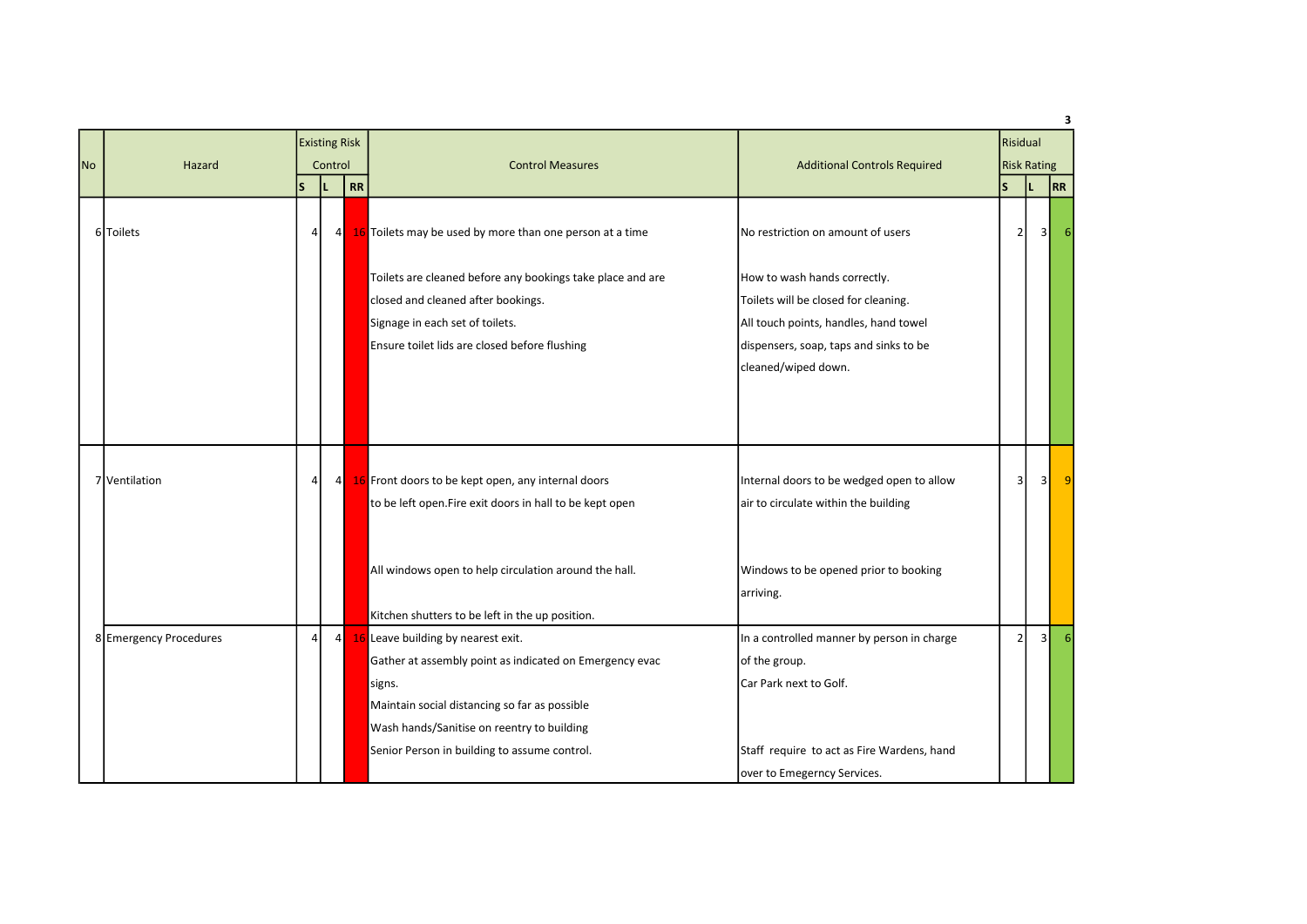| No | Hazard | Existing Risk Control | | | Control Measures | Additional Controls Required | Risidual Risk Rating | | |
|---|---|---|---|---|---|---|---|---|---|
| | | S | L | RR | | | S | L | RR |
| 6 | Toilets | 4 | 4 | 16 | Toilets may be used by more than one person at a time<br><br>Toilets are cleaned before any bookings take place and are closed and cleaned after bookings.<br>Signage in each set of toilets.<br>Ensure toilet lids are closed before flushing | No restriction on amount of users<br><br>How to wash hands correctly.<br>Toilets will be closed for cleaning.<br>All touch points, handles, hand towel dispensers, soap, taps and sinks to be cleaned/wiped down. | 2 | 3 | 6 |
| 7 | Ventilation | 4 | 4 | 16 | Front doors to be kept open, any internal doors to be left open.Fire exit doors in hall to be kept open<br><br>All windows open to help circulation around the hall.<br><br>Kitchen shutters to be left in the up position. | Internal doors to be wedged open to allow air to circulate within the building<br><br>Windows to be opened prior to booking arriving. | 3 | 3 | 9 |
| 8 | Emergency Procedures | 4 | 4 | 16 | Leave building by nearest exit.<br>Gather at assembly point as indicated on Emergency evac signs.<br>Maintain social distancing so far as possible<br>Wash hands/Sanitise on reentry to building<br>Senior Person in building to assume control. | In a controlled manner by person in charge of the group.<br>Car Park next to Golf.<br><br>Staff require to act as Fire Wardens, hand over to Emegerncy Services. | 2 | 3 | 6 |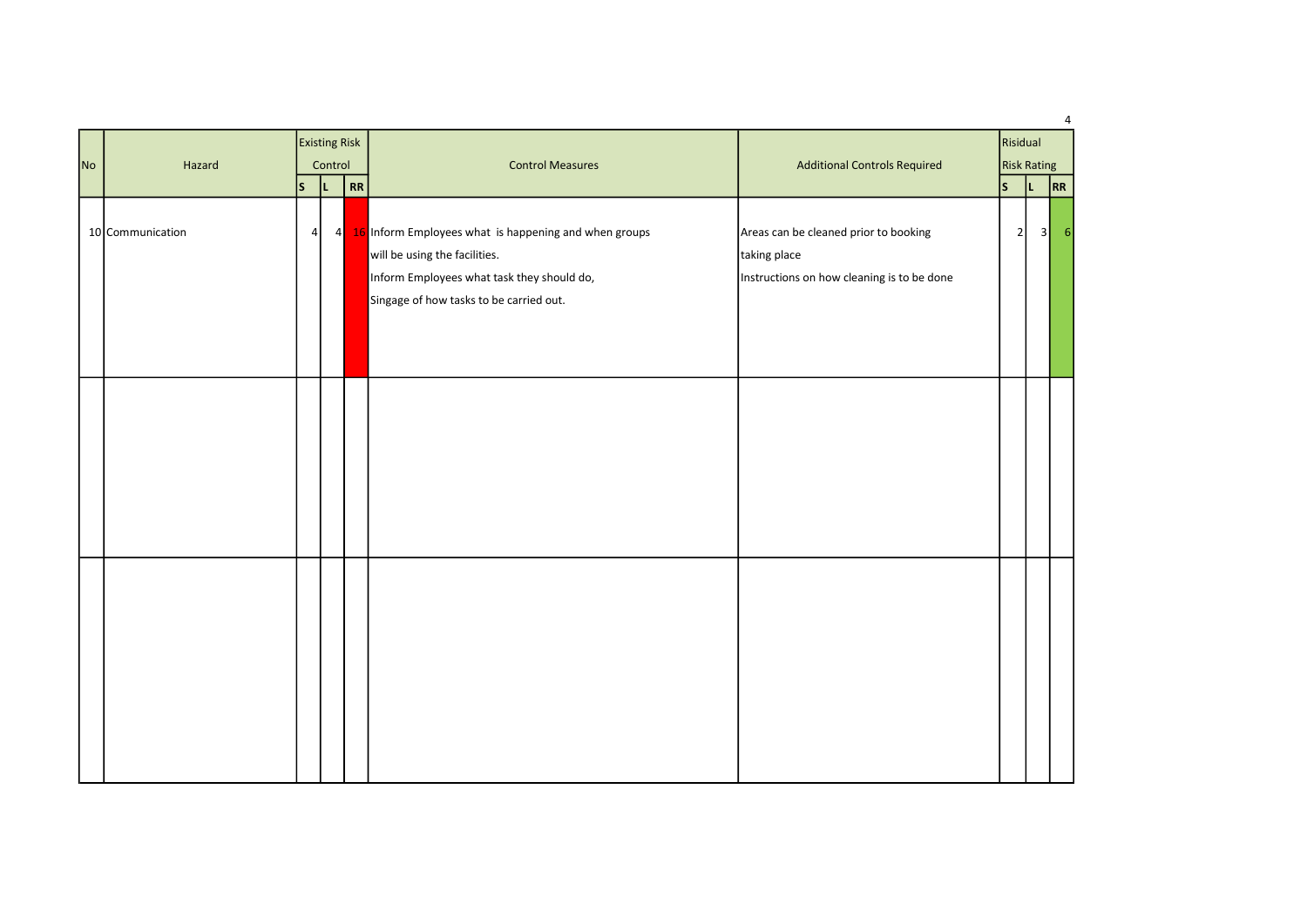| No | Hazard | Existing Risk Control | | | Control Measures | Additional Controls Required | Risidual Risk Rating | | |
|---|---|---|---|---|---|---|---|---|---|
| | | S | L | RR | | | S | L | RR |
| 10 | Communication | 4 | 4 | 16 | Inform Employees what is happening and when groups will be using the facilities. Inform Employees what task they should do, Singage of how tasks to be carried out. | Areas can be cleaned prior to booking taking place Instructions on how cleaning is to be done | 2 | 3 | 6 |
| | | | | | | | | | |
| | | | | | | | | | |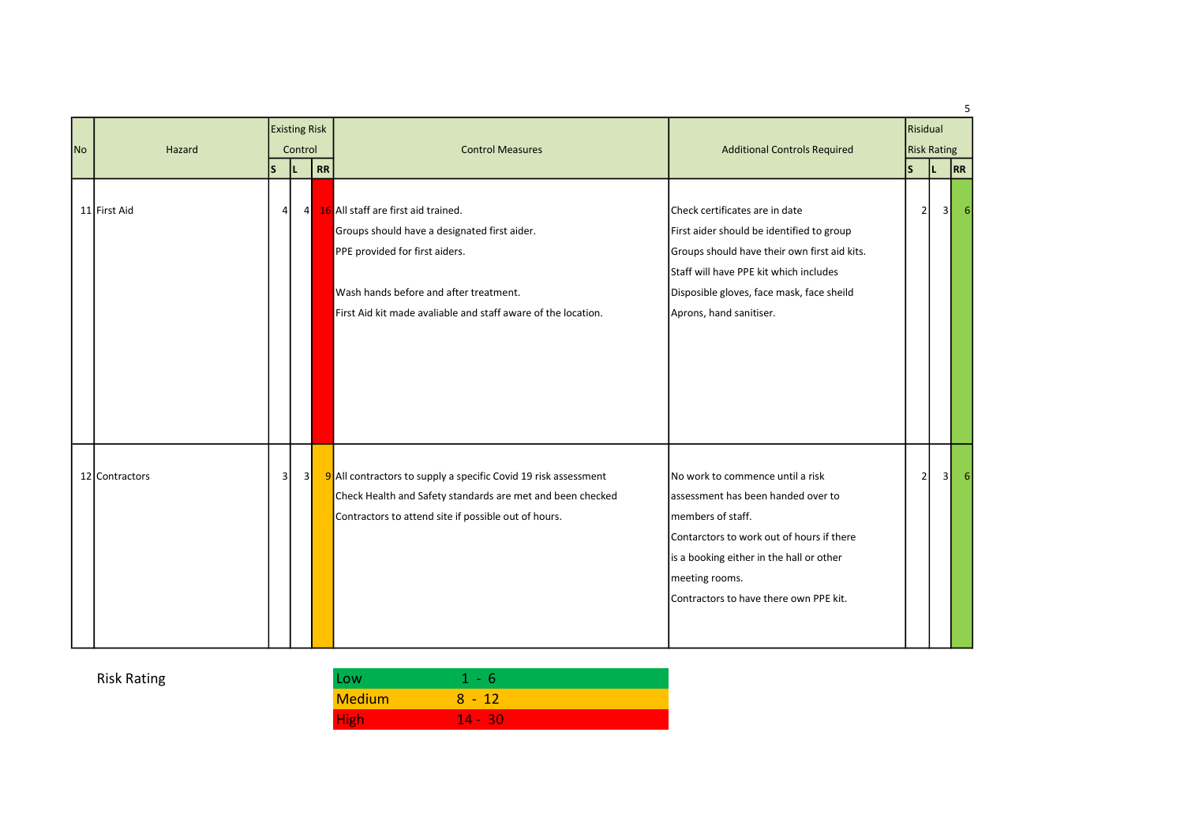| No | Hazard | Existing Risk Control | | | Control Measures | Additional Controls Required | Risidual Risk Rating | | |
|---|---|---|---|---|---|---|---|---|---|
| | | S | L | RR | | | S | L | RR |
| 11 | First Aid | 4 | 4 | 16 | All staff are first aid trained.<br>Groups should have a designated first aider.<br>PPE provided for first aiders.<br><br>Wash hands before and after treatment.<br>First Aid kit made avaliable and staff aware of the location. | Check certificates are in date<br>First aider should be identified to group<br>Groups should have their own first aid kits.<br>Staff will have PPE kit which includes<br>Disposible gloves, face mask, face sheild<br>Aprons, hand sanitiser. | 2 | 3 | 6 |
| 12 | Contractors | 3 | 3 | 9 | All contractors to supply a specific Covid 19 risk assessment<br>Check Health and Safety standards are met and been checked<br>Contractors to attend site if possible out of hours. | No work to commence until a risk assessment has been handed over to members of staff.<br>Contarctors to work out of hours if there is a booking either in the hall or other meeting rooms.<br>Contractors to have there own PPE kit. | 2 | 3 | 6 |

Risk Rating

| | |
|---|---|
| Low | 1 - 6 |
| Medium | 8 - 12 |
| High | 14 - 30 |